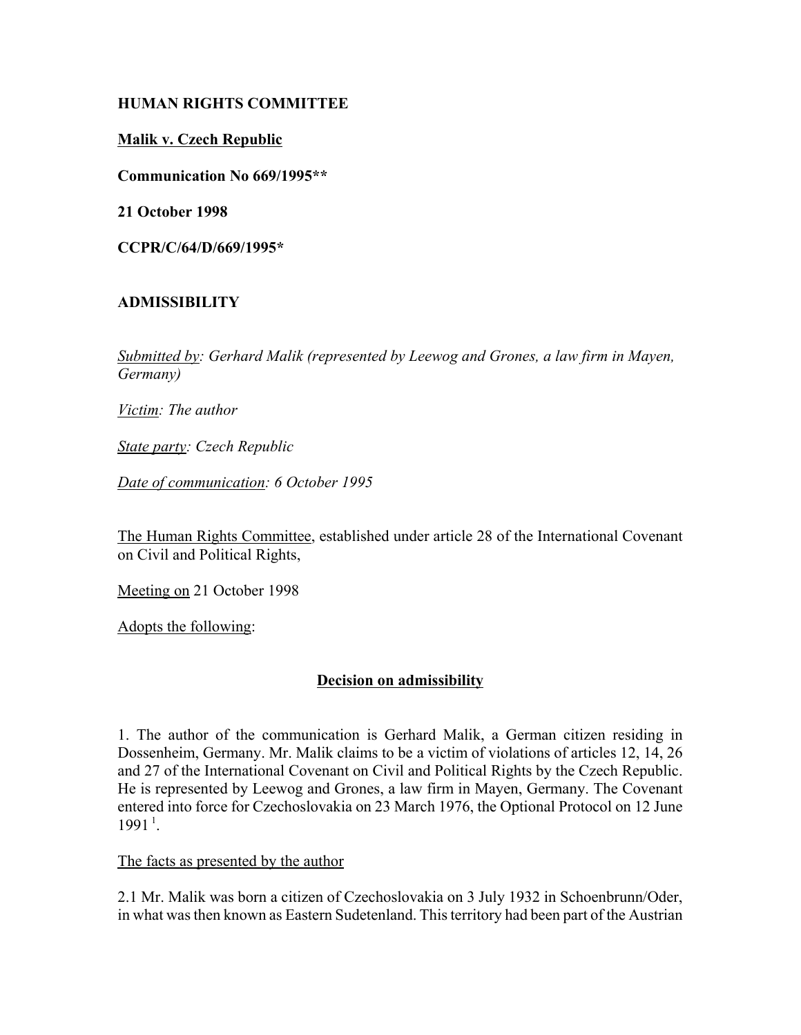**HUMAN RIGHTS COMMITTEE**

**Malik v. Czech Republic**

**Communication No 669/1995****

**21 October 1998**

**CCPR/C/64/D/669/1995***

**ADMISSIBILITY**

*Submitted by: Gerhard Malik (represented by Leewog and Grones, a law firm in Mayen, Germany)*

*Victim: The author*

*State party: Czech Republic*

*Date of communication: 6 October 1995*

The Human Rights Committee, established under article 28 of the International Covenant on Civil and Political Rights,

Meeting on 21 October 1998

Adopts the following:

**Decision on admissibility**

1. The author of the communication is Gerhard Malik, a German citizen residing in Dossenheim, Germany. Mr. Malik claims to be a victim of violations of articles 12, 14, 26 and 27 of the International Covenant on Civil and Political Rights by the Czech Republic. He is represented by Leewog and Grones, a law firm in Mayen, Germany. The Covenant entered into force for Czechoslovakia on 23 March 1976, the Optional Protocol on 12 June 1991 [1].

The facts as presented by the author

2.1 Mr. Malik was born a citizen of Czechoslovakia on 3 July 1932 in Schoenbrunn/Oder, in what was then known as Eastern Sudetenland. This territory had been part of the Austrian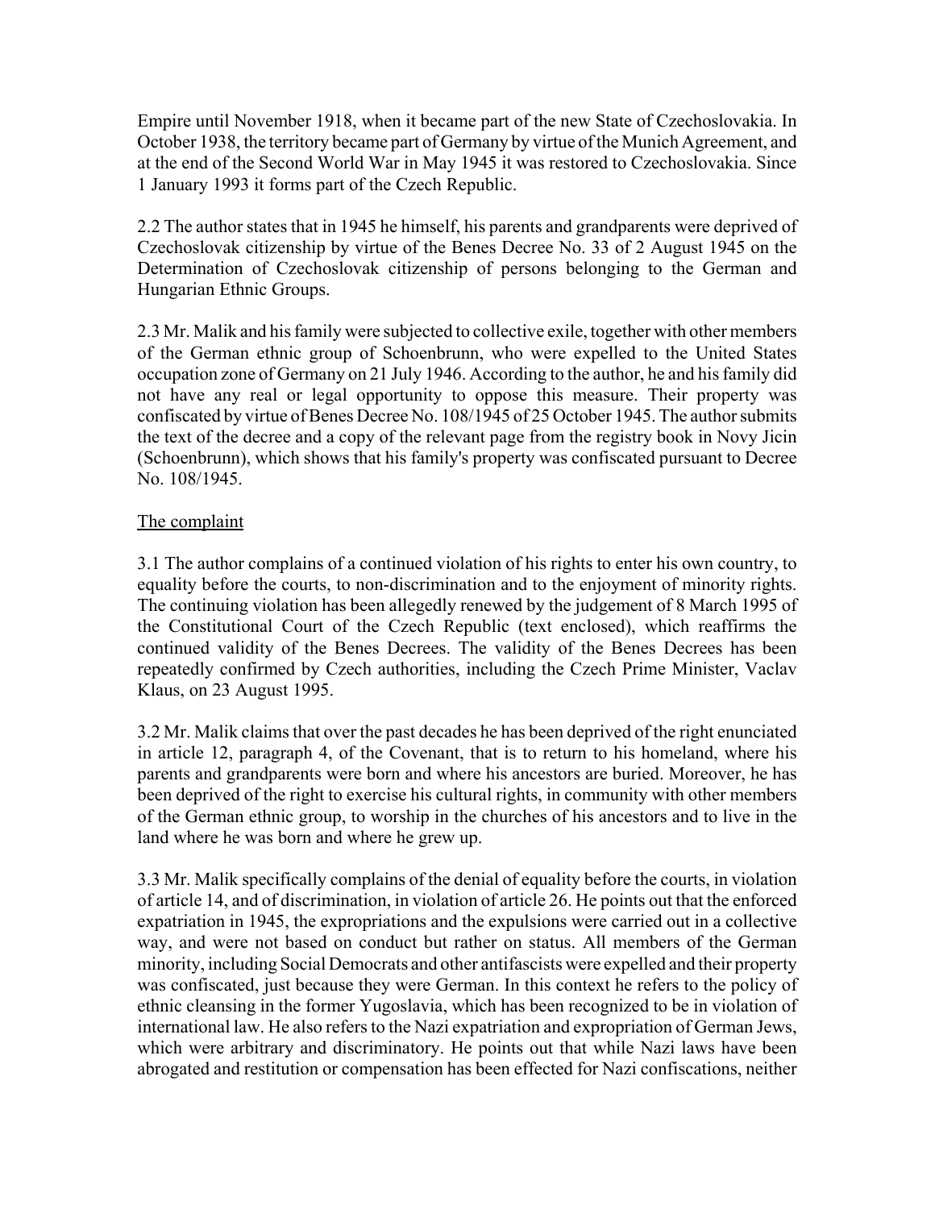Empire until November 1918, when it became part of the new State of Czechoslovakia. In October 1938, the territory became part of Germany by virtue of the Munich Agreement, and at the end of the Second World War in May 1945 it was restored to Czechoslovakia. Since 1 January 1993 it forms part of the Czech Republic.

2.2 The author states that in 1945 he himself, his parents and grandparents were deprived of Czechoslovak citizenship by virtue of the Benes Decree No. 33 of 2 August 1945 on the Determination of Czechoslovak citizenship of persons belonging to the German and Hungarian Ethnic Groups.

2.3 Mr. Malik and his family were subjected to collective exile, together with other members of the German ethnic group of Schoenbrunn, who were expelled to the United States occupation zone of Germany on 21 July 1946. According to the author, he and his family did not have any real or legal opportunity to oppose this measure. Their property was confiscated by virtue of Benes Decree No. 108/1945 of 25 October 1945. The author submits the text of the decree and a copy of the relevant page from the registry book in Novy Jicin (Schoenbrunn), which shows that his family's property was confiscated pursuant to Decree No. 108/1945.

The complaint

3.1 The author complains of a continued violation of his rights to enter his own country, to equality before the courts, to non-discrimination and to the enjoyment of minority rights. The continuing violation has been allegedly renewed by the judgement of 8 March 1995 of the Constitutional Court of the Czech Republic (text enclosed), which reaffirms the continued validity of the Benes Decrees. The validity of the Benes Decrees has been repeatedly confirmed by Czech authorities, including the Czech Prime Minister, Vaclav Klaus, on 23 August 1995.

3.2 Mr. Malik claims that over the past decades he has been deprived of the right enunciated in article 12, paragraph 4, of the Covenant, that is to return to his homeland, where his parents and grandparents were born and where his ancestors are buried. Moreover, he has been deprived of the right to exercise his cultural rights, in community with other members of the German ethnic group, to worship in the churches of his ancestors and to live in the land where he was born and where he grew up.

3.3 Mr. Malik specifically complains of the denial of equality before the courts, in violation of article 14, and of discrimination, in violation of article 26. He points out that the enforced expatriation in 1945, the expropriations and the expulsions were carried out in a collective way, and were not based on conduct but rather on status. All members of the German minority, including Social Democrats and other antifascists were expelled and their property was confiscated, just because they were German. In this context he refers to the policy of ethnic cleansing in the former Yugoslavia, which has been recognized to be in violation of international law. He also refers to the Nazi expatriation and expropriation of German Jews, which were arbitrary and discriminatory. He points out that while Nazi laws have been abrogated and restitution or compensation has been effected for Nazi confiscations, neither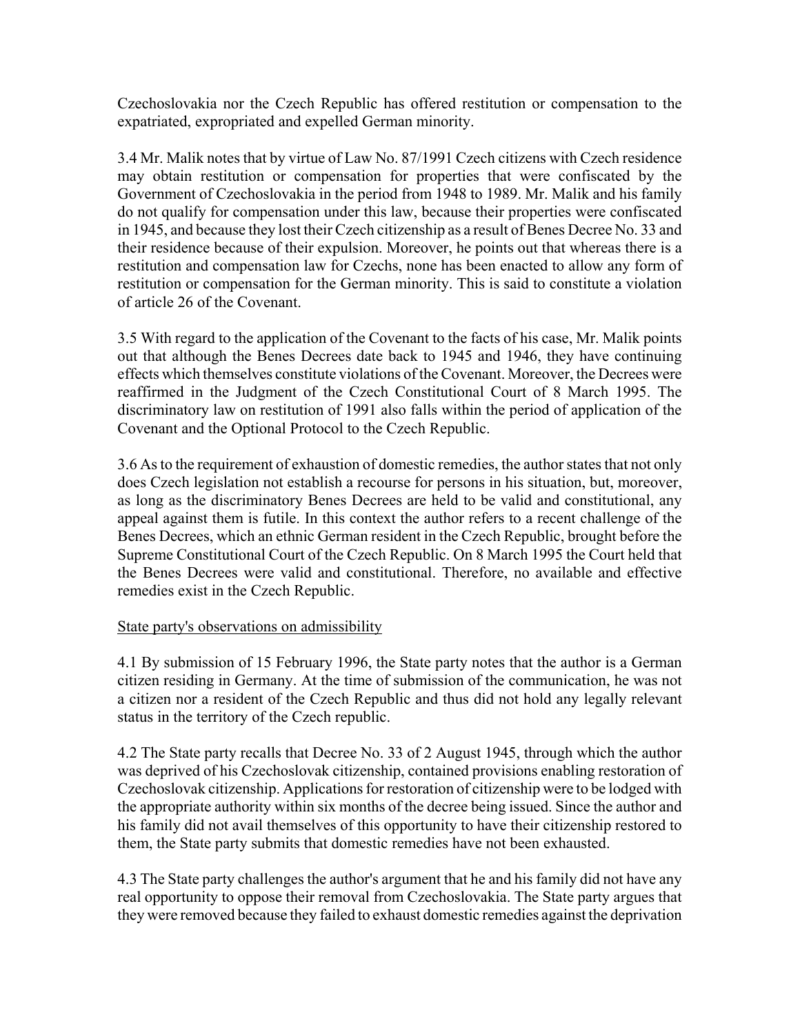Czechoslovakia nor the Czech Republic has offered restitution or compensation to the expatriated, expropriated and expelled German minority.

3.4 Mr. Malik notes that by virtue of Law No. 87/1991 Czech citizens with Czech residence may obtain restitution or compensation for properties that were confiscated by the Government of Czechoslovakia in the period from 1948 to 1989. Mr. Malik and his family do not qualify for compensation under this law, because their properties were confiscated in 1945, and because they lost their Czech citizenship as a result of Benes Decree No. 33 and their residence because of their expulsion. Moreover, he points out that whereas there is a restitution and compensation law for Czechs, none has been enacted to allow any form of restitution or compensation for the German minority. This is said to constitute a violation of article 26 of the Covenant.

3.5 With regard to the application of the Covenant to the facts of his case, Mr. Malik points out that although the Benes Decrees date back to 1945 and 1946, they have continuing effects which themselves constitute violations of the Covenant. Moreover, the Decrees were reaffirmed in the Judgment of the Czech Constitutional Court of 8 March 1995. The discriminatory law on restitution of 1991 also falls within the period of application of the Covenant and the Optional Protocol to the Czech Republic.

3.6 As to the requirement of exhaustion of domestic remedies, the author states that not only does Czech legislation not establish a recourse for persons in his situation, but, moreover, as long as the discriminatory Benes Decrees are held to be valid and constitutional, any appeal against them is futile. In this context the author refers to a recent challenge of the Benes Decrees, which an ethnic German resident in the Czech Republic, brought before the Supreme Constitutional Court of the Czech Republic. On 8 March 1995 the Court held that the Benes Decrees were valid and constitutional. Therefore, no available and effective remedies exist in the Czech Republic.

State party's observations on admissibility

4.1 By submission of 15 February 1996, the State party notes that the author is a German citizen residing in Germany. At the time of submission of the communication, he was not a citizen nor a resident of the Czech Republic and thus did not hold any legally relevant status in the territory of the Czech republic.

4.2 The State party recalls that Decree No. 33 of 2 August 1945, through which the author was deprived of his Czechoslovak citizenship, contained provisions enabling restoration of Czechoslovak citizenship. Applications for restoration of citizenship were to be lodged with the appropriate authority within six months of the decree being issued. Since the author and his family did not avail themselves of this opportunity to have their citizenship restored to them, the State party submits that domestic remedies have not been exhausted.

4.3 The State party challenges the author's argument that he and his family did not have any real opportunity to oppose their removal from Czechoslovakia. The State party argues that they were removed because they failed to exhaust domestic remedies against the deprivation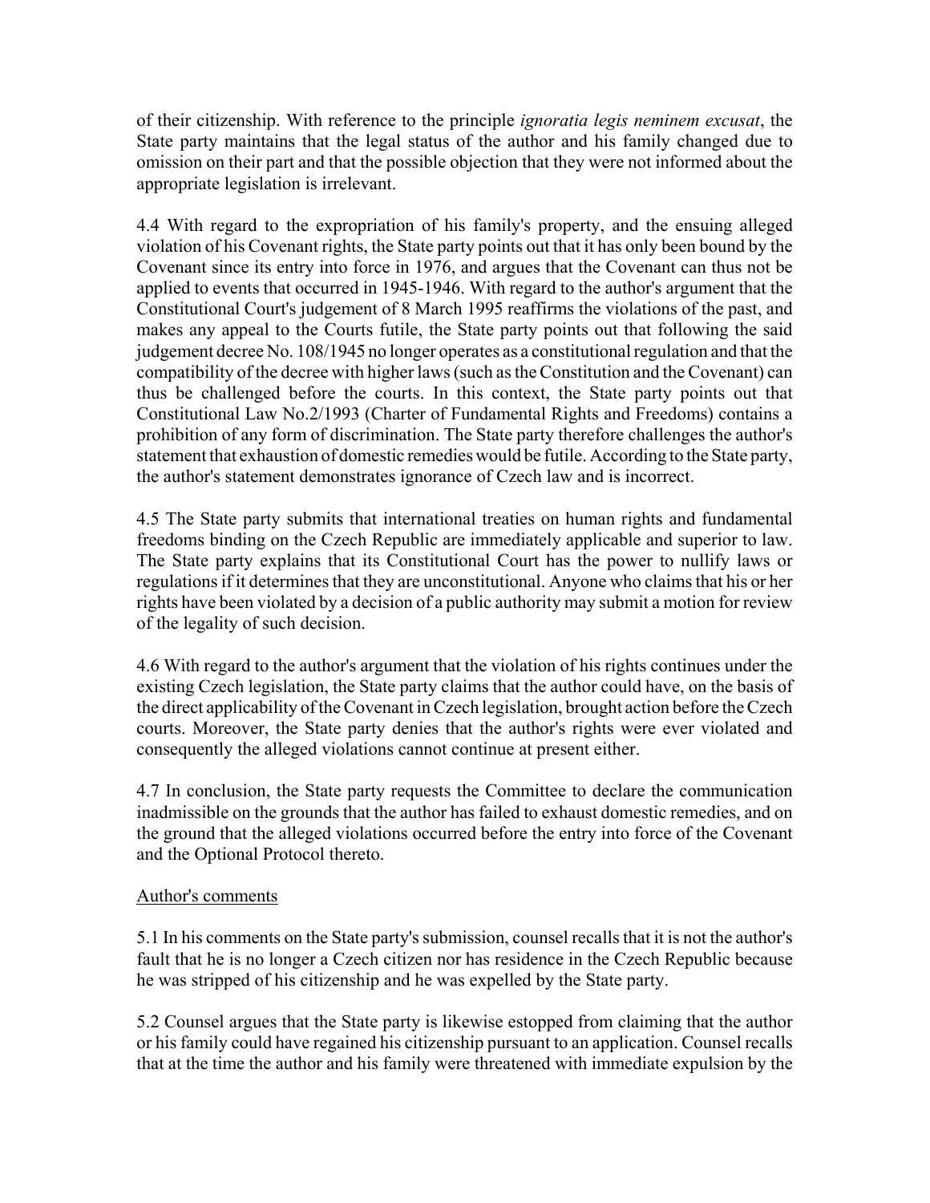of their citizenship. With reference to the principle *ignoratia legis neminem excusat*, the State party maintains that the legal status of the author and his family changed due to omission on their part and that the possible objection that they were not informed about the appropriate legislation is irrelevant.

4.4 With regard to the expropriation of his family's property, and the ensuing alleged violation of his Covenant rights, the State party points out that it has only been bound by the Covenant since its entry into force in 1976, and argues that the Covenant can thus not be applied to events that occurred in 1945-1946. With regard to the author's argument that the Constitutional Court's judgement of 8 March 1995 reaffirms the violations of the past, and makes any appeal to the Courts futile, the State party points out that following the said judgement decree No. 108/1945 no longer operates as a constitutional regulation and that the compatibility of the decree with higher laws (such as the Constitution and the Covenant) can thus be challenged before the courts. In this context, the State party points out that Constitutional Law No.2/1993 (Charter of Fundamental Rights and Freedoms) contains a prohibition of any form of discrimination. The State party therefore challenges the author's statement that exhaustion of domestic remedies would be futile. According to the State party, the author's statement demonstrates ignorance of Czech law and is incorrect.

4.5 The State party submits that international treaties on human rights and fundamental freedoms binding on the Czech Republic are immediately applicable and superior to law. The State party explains that its Constitutional Court has the power to nullify laws or regulations if it determines that they are unconstitutional. Anyone who claims that his or her rights have been violated by a decision of a public authority may submit a motion for review of the legality of such decision.

4.6 With regard to the author's argument that the violation of his rights continues under the existing Czech legislation, the State party claims that the author could have, on the basis of the direct applicability of the Covenant in Czech legislation, brought action before the Czech courts. Moreover, the State party denies that the author's rights were ever violated and consequently the alleged violations cannot continue at present either.

4.7 In conclusion, the State party requests the Committee to declare the communication inadmissible on the grounds that the author has failed to exhaust domestic remedies, and on the ground that the alleged violations occurred before the entry into force of the Covenant and the Optional Protocol thereto.

Author's comments

5.1 In his comments on the State party's submission, counsel recalls that it is not the author's fault that he is no longer a Czech citizen nor has residence in the Czech Republic because he was stripped of his citizenship and he was expelled by the State party.

5.2 Counsel argues that the State party is likewise estopped from claiming that the author or his family could have regained his citizenship pursuant to an application. Counsel recalls that at the time the author and his family were threatened with immediate expulsion by the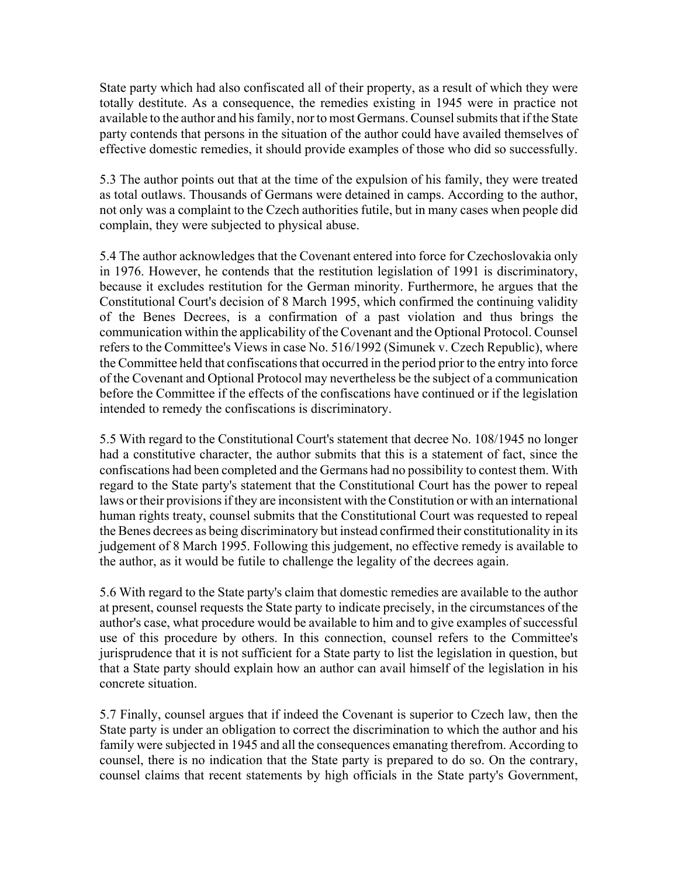State party which had also confiscated all of their property, as a result of which they were totally destitute. As a consequence, the remedies existing in 1945 were in practice not available to the author and his family, nor to most Germans. Counsel submits that if the State party contends that persons in the situation of the author could have availed themselves of effective domestic remedies, it should provide examples of those who did so successfully.

5.3 The author points out that at the time of the expulsion of his family, they were treated as total outlaws. Thousands of Germans were detained in camps. According to the author, not only was a complaint to the Czech authorities futile, but in many cases when people did complain, they were subjected to physical abuse.

5.4 The author acknowledges that the Covenant entered into force for Czechoslovakia only in 1976. However, he contends that the restitution legislation of 1991 is discriminatory, because it excludes restitution for the German minority. Furthermore, he argues that the Constitutional Court's decision of 8 March 1995, which confirmed the continuing validity of the Benes Decrees, is a confirmation of a past violation and thus brings the communication within the applicability of the Covenant and the Optional Protocol. Counsel refers to the Committee's Views in case No. 516/1992 (Simunek v. Czech Republic), where the Committee held that confiscations that occurred in the period prior to the entry into force of the Covenant and Optional Protocol may nevertheless be the subject of a communication before the Committee if the effects of the confiscations have continued or if the legislation intended to remedy the confiscations is discriminatory.

5.5 With regard to the Constitutional Court's statement that decree No. 108/1945 no longer had a constitutive character, the author submits that this is a statement of fact, since the confiscations had been completed and the Germans had no possibility to contest them. With regard to the State party's statement that the Constitutional Court has the power to repeal laws or their provisions if they are inconsistent with the Constitution or with an international human rights treaty, counsel submits that the Constitutional Court was requested to repeal the Benes decrees as being discriminatory but instead confirmed their constitutionality in its judgement of 8 March 1995. Following this judgement, no effective remedy is available to the author, as it would be futile to challenge the legality of the decrees again.

5.6 With regard to the State party's claim that domestic remedies are available to the author at present, counsel requests the State party to indicate precisely, in the circumstances of the author's case, what procedure would be available to him and to give examples of successful use of this procedure by others. In this connection, counsel refers to the Committee's jurisprudence that it is not sufficient for a State party to list the legislation in question, but that a State party should explain how an author can avail himself of the legislation in his concrete situation.

5.7 Finally, counsel argues that if indeed the Covenant is superior to Czech law, then the State party is under an obligation to correct the discrimination to which the author and his family were subjected in 1945 and all the consequences emanating therefrom. According to counsel, there is no indication that the State party is prepared to do so. On the contrary, counsel claims that recent statements by high officials in the State party's Government,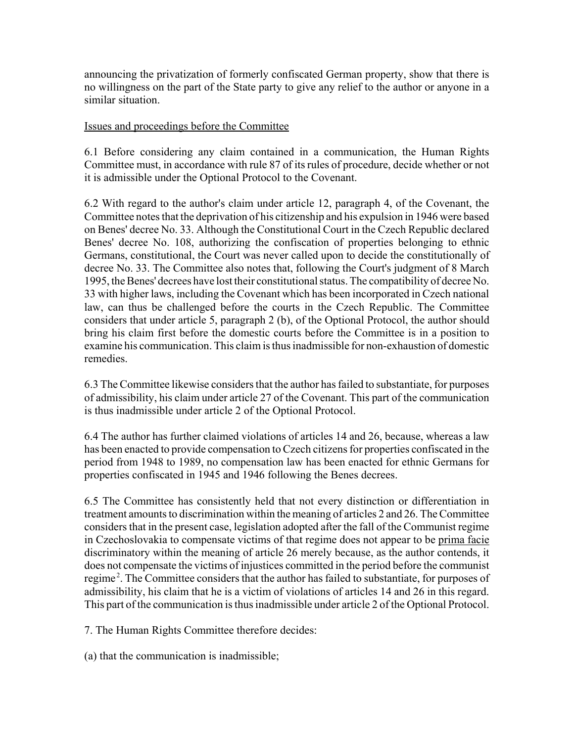announcing the privatization of formerly confiscated German property, show that there is no willingness on the part of the State party to give any relief to the author or anyone in a similar situation.

Issues and proceedings before the Committee

6.1 Before considering any claim contained in a communication, the Human Rights Committee must, in accordance with rule 87 of its rules of procedure, decide whether or not it is admissible under the Optional Protocol to the Covenant.

6.2 With regard to the author's claim under article 12, paragraph 4, of the Covenant, the Committee notes that the deprivation of his citizenship and his expulsion in 1946 were based on Benes' decree No. 33. Although the Constitutional Court in the Czech Republic declared Benes' decree No. 108, authorizing the confiscation of properties belonging to ethnic Germans, constitutional, the Court was never called upon to decide the constitutionally of decree No. 33. The Committee also notes that, following the Court's judgment of 8 March 1995, the Benes' decrees have lost their constitutional status. The compatibility of decree No. 33 with higher laws, including the Covenant which has been incorporated in Czech national law, can thus be challenged before the courts in the Czech Republic. The Committee considers that under article 5, paragraph 2 (b), of the Optional Protocol, the author should bring his claim first before the domestic courts before the Committee is in a position to examine his communication. This claim is thus inadmissible for non-exhaustion of domestic remedies.

6.3 The Committee likewise considers that the author has failed to substantiate, for purposes of admissibility, his claim under article 27 of the Covenant. This part of the communication is thus inadmissible under article 2 of the Optional Protocol.

6.4 The author has further claimed violations of articles 14 and 26, because, whereas a law has been enacted to provide compensation to Czech citizens for properties confiscated in the period from 1948 to 1989, no compensation law has been enacted for ethnic Germans for properties confiscated in 1945 and 1946 following the Benes decrees.

6.5 The Committee has consistently held that not every distinction or differentiation in treatment amounts to discrimination within the meaning of articles 2 and 26. The Committee considers that in the present case, legislation adopted after the fall of the Communist regime in Czechoslovakia to compensate victims of that regime does not appear to be prima facie discriminatory within the meaning of article 26 merely because, as the author contends, it does not compensate the victims of injustices committed in the period before the communist regime[2]. The Committee considers that the author has failed to substantiate, for purposes of admissibility, his claim that he is a victim of violations of articles 14 and 26 in this regard. This part of the communication is thus inadmissible under article 2 of the Optional Protocol.

7. The Human Rights Committee therefore decides:

(a) that the communication is inadmissible;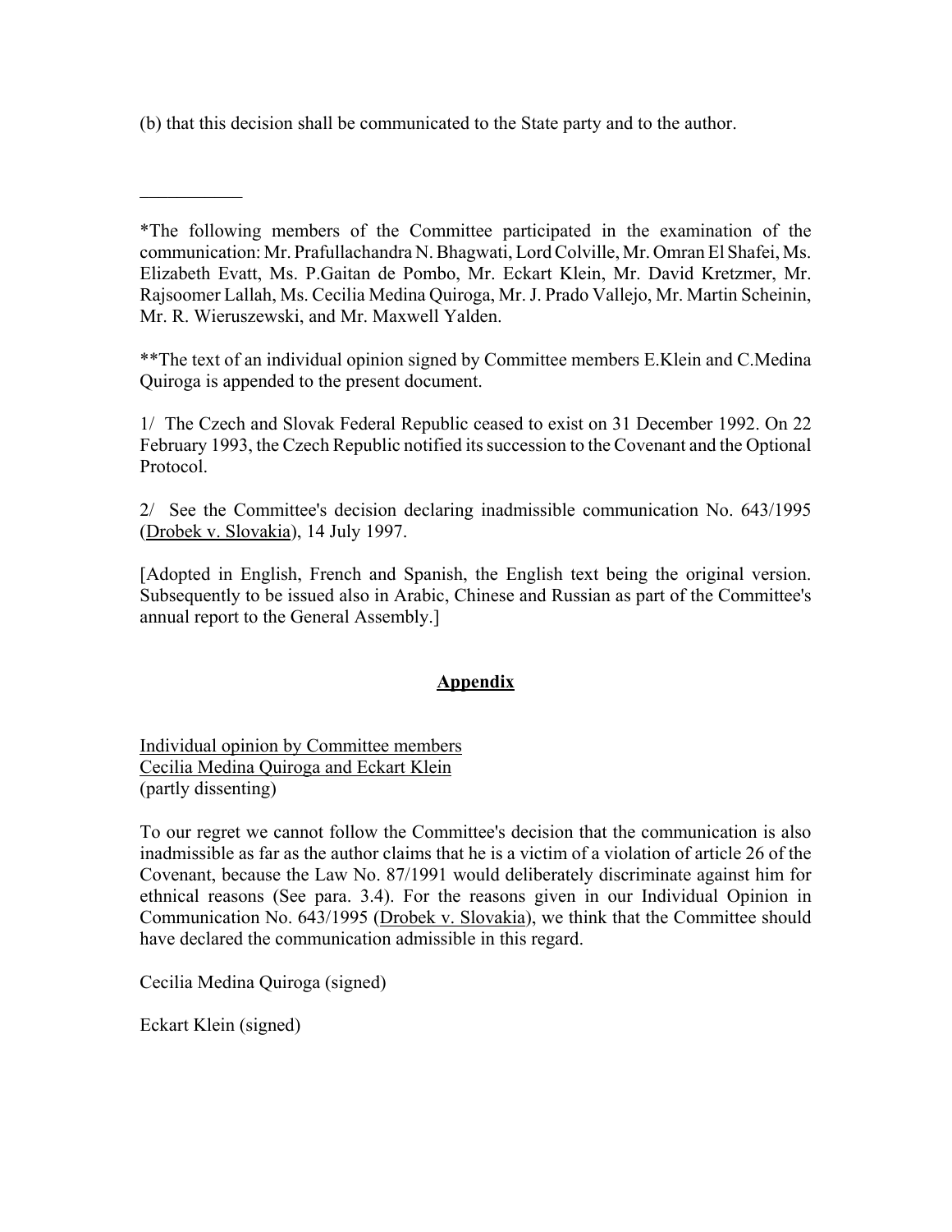(b) that this decision shall be communicated to the State party and to the author.

___________

*The following members of the Committee participated in the examination of the communication: Mr. Prafullachandra N. Bhagwati, Lord Colville, Mr. Omran El Shafei, Ms. Elizabeth Evatt, Ms. P.Gaitan de Pombo, Mr. Eckart Klein, Mr. David Kretzmer, Mr. Rajsoomer Lallah, Ms. Cecilia Medina Quiroga, Mr. J. Prado Vallejo, Mr. Martin Scheinin, Mr. R. Wieruszewski, and Mr. Maxwell Yalden.

**The text of an individual opinion signed by Committee members E.Klein and C.Medina Quiroga is appended to the present document.

1/ The Czech and Slovak Federal Republic ceased to exist on 31 December 1992. On 22 February 1993, the Czech Republic notified its succession to the Covenant and the Optional Protocol.

2/ See the Committee's decision declaring inadmissible communication No. 643/1995 (Drobek v. Slovakia), 14 July 1997.

[Adopted in English, French and Spanish, the English text being the original version. Subsequently to be issued also in Arabic, Chinese and Russian as part of the Committee's annual report to the General Assembly.]

## Appendix

Individual opinion by Committee members
Cecilia Medina Quiroga and Eckart Klein
(partly dissenting)

To our regret we cannot follow the Committee's decision that the communication is also inadmissible as far as the author claims that he is a victim of a violation of article 26 of the Covenant, because the Law No. 87/1991 would deliberately discriminate against him for ethnical reasons (See para. 3.4). For the reasons given in our Individual Opinion in Communication No. 643/1995 (Drobek v. Slovakia), we think that the Committee should have declared the communication admissible in this regard.

Cecilia Medina Quiroga (signed)

Eckart Klein (signed)